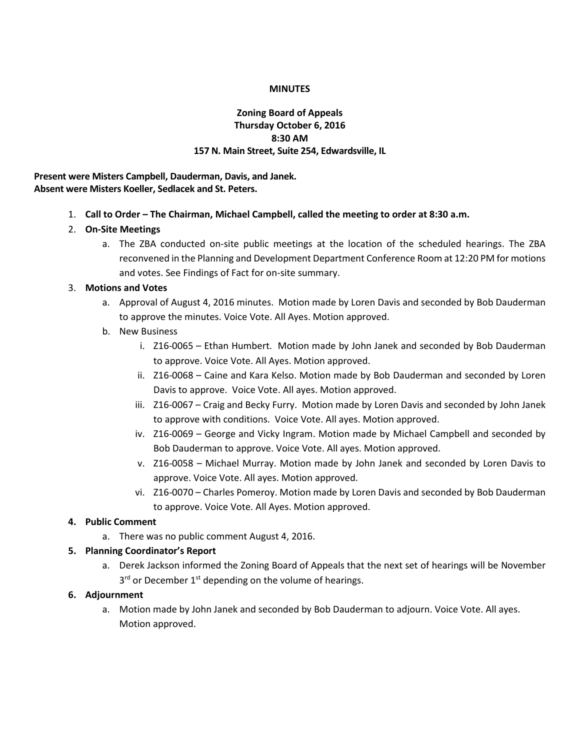**MINUTES**

**Zoning Board of Appeals**
**Thursday October 6, 2016**
**8:30 AM**
**157 N. Main Street, Suite 254, Edwardsville, IL**

**Present were Misters Campbell, Dauderman, Davis, and Janek.**
**Absent were Misters Koeller, Sedlacek and St. Peters.**

1. **Call to Order – The Chairman, Michael Campbell, called the meeting to order at 8:30 a.m.**
2. **On-Site Meetings**
   a. The ZBA conducted on-site public meetings at the location of the scheduled hearings. The ZBA reconvened in the Planning and Development Department Conference Room at 12:20 PM for motions and votes. See Findings of Fact for on-site summary.
3. **Motions and Votes**
   a. Approval of August 4, 2016 minutes. Motion made by Loren Davis and seconded by Bob Dauderman to approve the minutes. Voice Vote. All Ayes. Motion approved.
   b. New Business
      i. Z16-0065 – Ethan Humbert. Motion made by John Janek and seconded by Bob Dauderman to approve. Voice Vote. All Ayes. Motion approved.
      ii. Z16-0068 – Caine and Kara Kelso. Motion made by Bob Dauderman and seconded by Loren Davis to approve. Voice Vote. All ayes. Motion approved.
      iii. Z16-0067 – Craig and Becky Furry. Motion made by Loren Davis and seconded by John Janek to approve with conditions. Voice Vote. All ayes. Motion approved.
      iv. Z16-0069 – George and Vicky Ingram. Motion made by Michael Campbell and seconded by Bob Dauderman to approve. Voice Vote. All ayes. Motion approved.
      v. Z16-0058 – Michael Murray. Motion made by John Janek and seconded by Loren Davis to approve. Voice Vote. All ayes. Motion approved.
      vi. Z16-0070 – Charles Pomeroy. Motion made by Loren Davis and seconded by Bob Dauderman to approve. Voice Vote. All Ayes. Motion approved.
4. **Public Comment**
   a. There was no public comment August 4, 2016.
5. **Planning Coordinator's Report**
   a. Derek Jackson informed the Zoning Board of Appeals that the next set of hearings will be November 3rd or December 1st depending on the volume of hearings.
6. **Adjournment**
   a. Motion made by John Janek and seconded by Bob Dauderman to adjourn. Voice Vote. All ayes. Motion approved.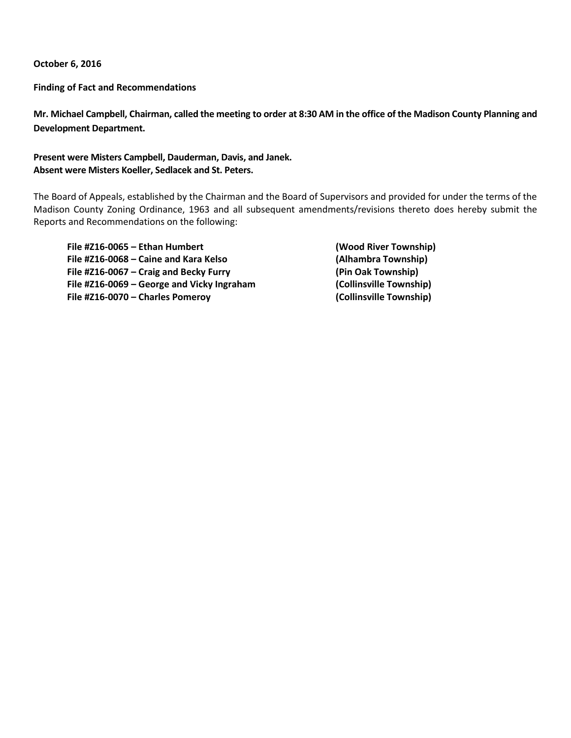**October 6, 2016**

**Finding of Fact and Recommendations**

**Mr. Michael Campbell, Chairman, called the meeting to order at 8:30 AM in the office of the Madison County Planning and Development Department.**

**Present were Misters Campbell, Dauderman, Davis, and Janek.**
**Absent were Misters Koeller, Sedlacek and St. Peters.**

The Board of Appeals, established by the Chairman and the Board of Supervisors and provided for under the terms of the Madison County Zoning Ordinance, 1963 and all subsequent amendments/revisions thereto does hereby submit the Reports and Recommendations on the following:

**File #Z16-0065 – Ethan Humbert (Wood River Township)**
**File #Z16-0068 – Caine and Kara Kelso (Alhambra Township)**
**File #Z16-0067 – Craig and Becky Furry (Pin Oak Township)**
**File #Z16-0069 – George and Vicky Ingraham (Collinsville Township)**
**File #Z16-0070 – Charles Pomeroy (Collinsville Township)**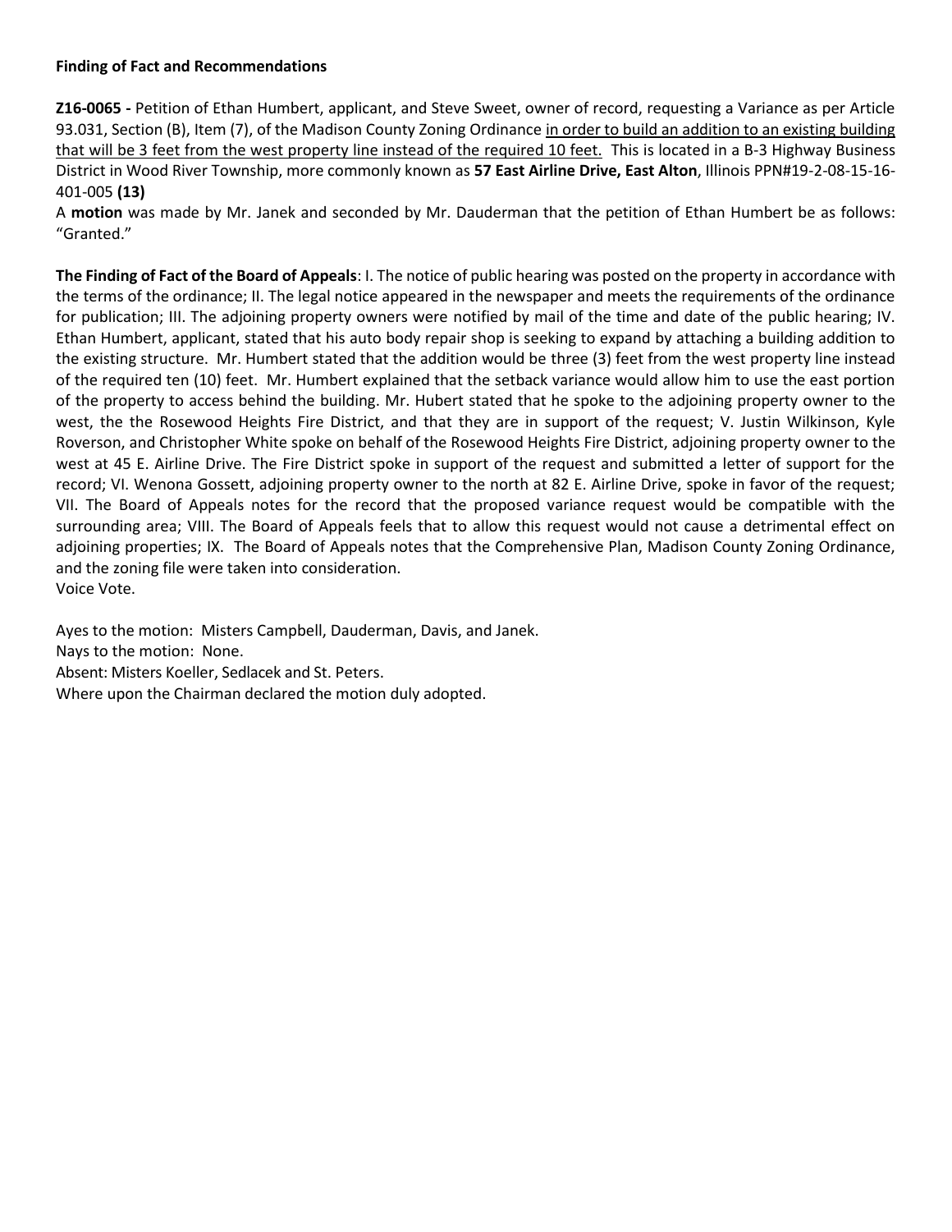**Finding of Fact and Recommendations**

**Z16-0065 -** Petition of Ethan Humbert, applicant, and Steve Sweet, owner of record, requesting a Variance as per Article 93.031, Section (B), Item (7), of the Madison County Zoning Ordinance <u>in order to build an addition to an existing building that will be 3 feet from the west property line instead of the required 10 feet.</u> This is located in a B-3 Highway Business District in Wood River Township, more commonly known as **57 East Airline Drive, East Alton**, Illinois PPN#19-2-08-15-16-401-005 **(13)**

A **motion** was made by Mr. Janek and seconded by Mr. Dauderman that the petition of Ethan Humbert be as follows: "Granted."

**The Finding of Fact of the Board of Appeals**: I. The notice of public hearing was posted on the property in accordance with the terms of the ordinance; II. The legal notice appeared in the newspaper and meets the requirements of the ordinance for publication; III. The adjoining property owners were notified by mail of the time and date of the public hearing; IV. Ethan Humbert, applicant, stated that his auto body repair shop is seeking to expand by attaching a building addition to the existing structure. Mr. Humbert stated that the addition would be three (3) feet from the west property line instead of the required ten (10) feet. Mr. Humbert explained that the setback variance would allow him to use the east portion of the property to access behind the building. Mr. Hubert stated that he spoke to the adjoining property owner to the west, the the Rosewood Heights Fire District, and that they are in support of the request; V. Justin Wilkinson, Kyle Roverson, and Christopher White spoke on behalf of the Rosewood Heights Fire District, adjoining property owner to the west at 45 E. Airline Drive. The Fire District spoke in support of the request and submitted a letter of support for the record; VI. Wenona Gossett, adjoining property owner to the north at 82 E. Airline Drive, spoke in favor of the request; VII. The Board of Appeals notes for the record that the proposed variance request would be compatible with the surrounding area; VIII. The Board of Appeals feels that to allow this request would not cause a detrimental effect on adjoining properties; IX. The Board of Appeals notes that the Comprehensive Plan, Madison County Zoning Ordinance, and the zoning file were taken into consideration.
Voice Vote.

Ayes to the motion: Misters Campbell, Dauderman, Davis, and Janek.
Nays to the motion: None.
Absent: Misters Koeller, Sedlacek and St. Peters.
Where upon the Chairman declared the motion duly adopted.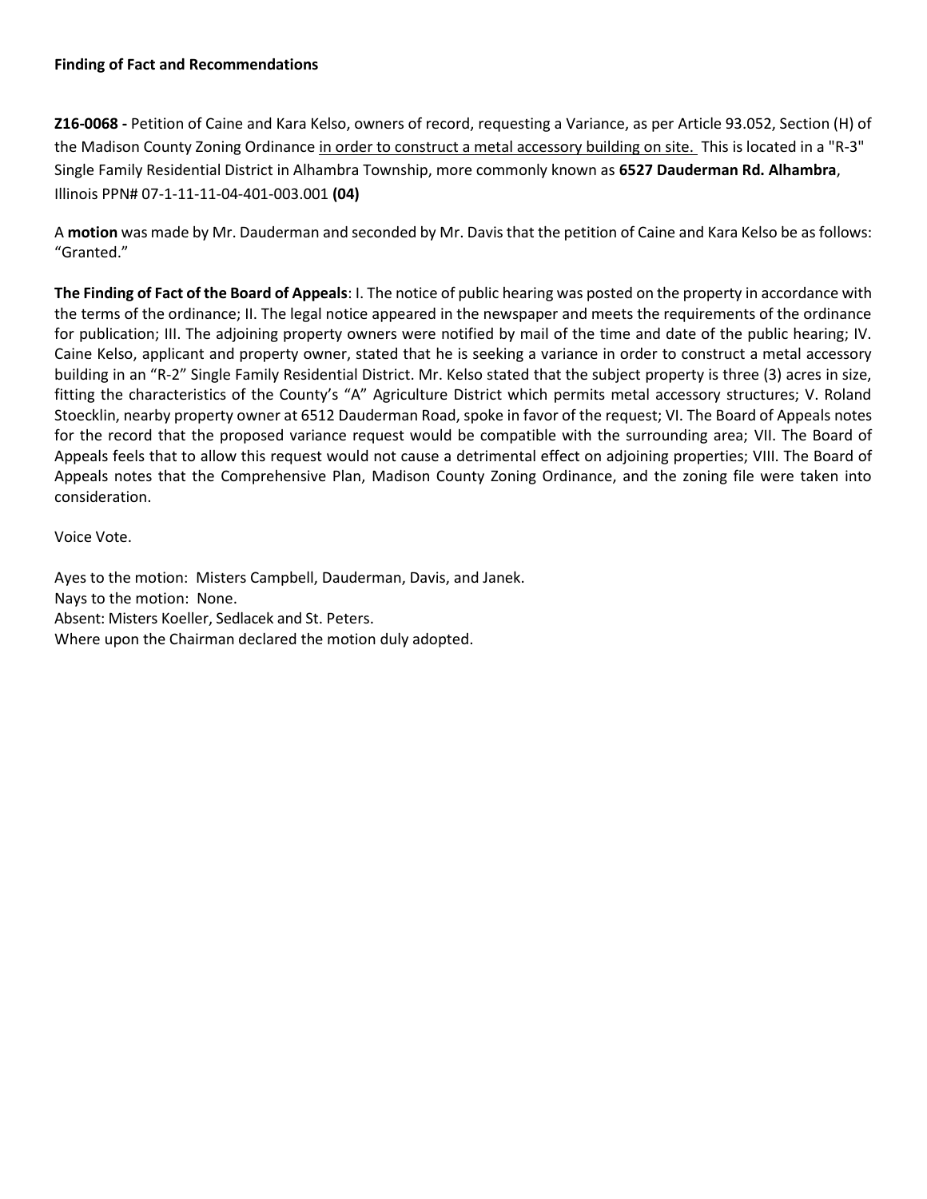**Finding of Fact and Recommendations**

**Z16-0068 -** Petition of Caine and Kara Kelso, owners of record, requesting a Variance, as per Article 93.052, Section (H) of the Madison County Zoning Ordinance in order to construct a metal accessory building on site. This is located in a "R-3" Single Family Residential District in Alhambra Township, more commonly known as **6527 Dauderman Rd. Alhambra**, Illinois PPN# 07-1-11-11-04-401-003.001 **(04)**

A **motion** was made by Mr. Dauderman and seconded by Mr. Davis that the petition of Caine and Kara Kelso be as follows: "Granted."

**The Finding of Fact of the Board of Appeals**: I. The notice of public hearing was posted on the property in accordance with the terms of the ordinance; II. The legal notice appeared in the newspaper and meets the requirements of the ordinance for publication; III. The adjoining property owners were notified by mail of the time and date of the public hearing; IV. Caine Kelso, applicant and property owner, stated that he is seeking a variance in order to construct a metal accessory building in an "R-2" Single Family Residential District. Mr. Kelso stated that the subject property is three (3) acres in size, fitting the characteristics of the County's "A" Agriculture District which permits metal accessory structures; V. Roland Stoecklin, nearby property owner at 6512 Dauderman Road, spoke in favor of the request; VI. The Board of Appeals notes for the record that the proposed variance request would be compatible with the surrounding area; VII. The Board of Appeals feels that to allow this request would not cause a detrimental effect on adjoining properties; VIII. The Board of Appeals notes that the Comprehensive Plan, Madison County Zoning Ordinance, and the zoning file were taken into consideration.

Voice Vote.

Ayes to the motion: Misters Campbell, Dauderman, Davis, and Janek.
Nays to the motion: None.
Absent: Misters Koeller, Sedlacek and St. Peters.
Where upon the Chairman declared the motion duly adopted.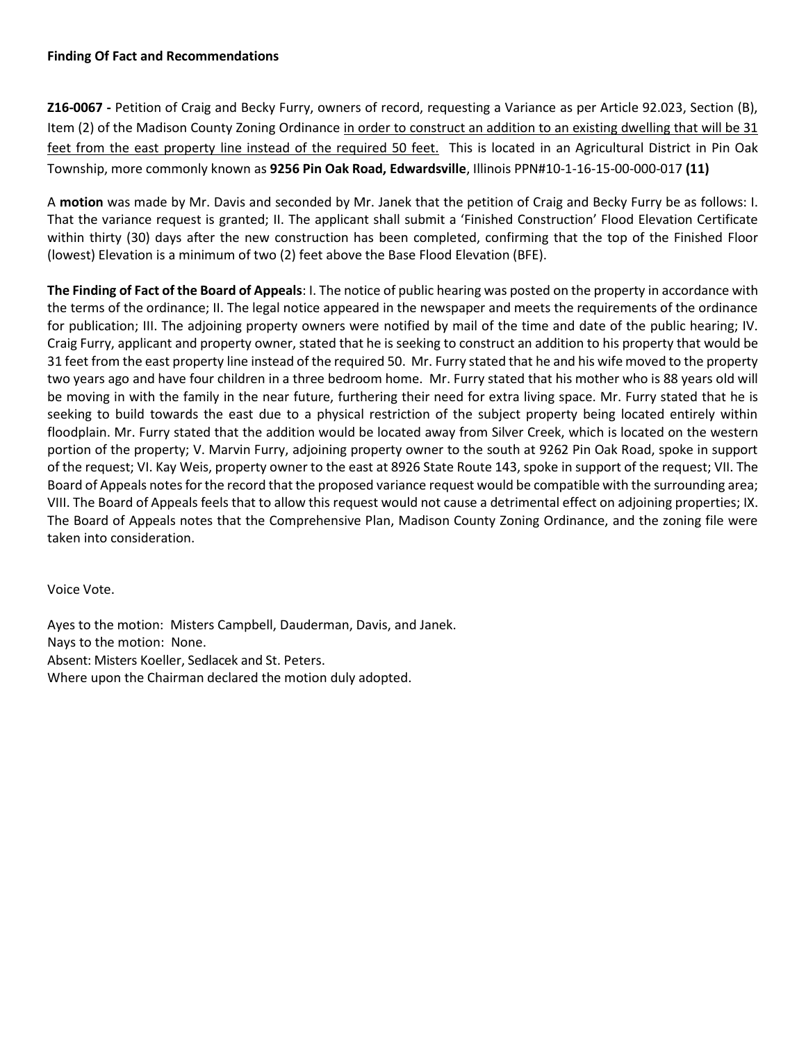**Finding Of Fact and Recommendations**

**Z16-0067 -** Petition of Craig and Becky Furry, owners of record, requesting a Variance as per Article 92.023, Section (B), Item (2) of the Madison County Zoning Ordinance in order to construct an addition to an existing dwelling that will be 31 feet from the east property line instead of the required 50 feet. This is located in an Agricultural District in Pin Oak Township, more commonly known as **9256 Pin Oak Road, Edwardsville**, Illinois PPN#10-1-16-15-00-000-017 **(11)**

A **motion** was made by Mr. Davis and seconded by Mr. Janek that the petition of Craig and Becky Furry be as follows: I. That the variance request is granted; II. The applicant shall submit a 'Finished Construction' Flood Elevation Certificate within thirty (30) days after the new construction has been completed, confirming that the top of the Finished Floor (lowest) Elevation is a minimum of two (2) feet above the Base Flood Elevation (BFE).

**The Finding of Fact of the Board of Appeals**: I. The notice of public hearing was posted on the property in accordance with the terms of the ordinance; II. The legal notice appeared in the newspaper and meets the requirements of the ordinance for publication; III. The adjoining property owners were notified by mail of the time and date of the public hearing; IV. Craig Furry, applicant and property owner, stated that he is seeking to construct an addition to his property that would be 31 feet from the east property line instead of the required 50. Mr. Furry stated that he and his wife moved to the property two years ago and have four children in a three bedroom home. Mr. Furry stated that his mother who is 88 years old will be moving in with the family in the near future, furthering their need for extra living space. Mr. Furry stated that he is seeking to build towards the east due to a physical restriction of the subject property being located entirely within floodplain. Mr. Furry stated that the addition would be located away from Silver Creek, which is located on the western portion of the property; V. Marvin Furry, adjoining property owner to the south at 9262 Pin Oak Road, spoke in support of the request; VI. Kay Weis, property owner to the east at 8926 State Route 143, spoke in support of the request; VII. The Board of Appeals notes for the record that the proposed variance request would be compatible with the surrounding area; VIII. The Board of Appeals feels that to allow this request would not cause a detrimental effect on adjoining properties; IX. The Board of Appeals notes that the Comprehensive Plan, Madison County Zoning Ordinance, and the zoning file were taken into consideration.

Voice Vote.

Ayes to the motion: Misters Campbell, Dauderman, Davis, and Janek.
Nays to the motion: None.
Absent: Misters Koeller, Sedlacek and St. Peters.
Where upon the Chairman declared the motion duly adopted.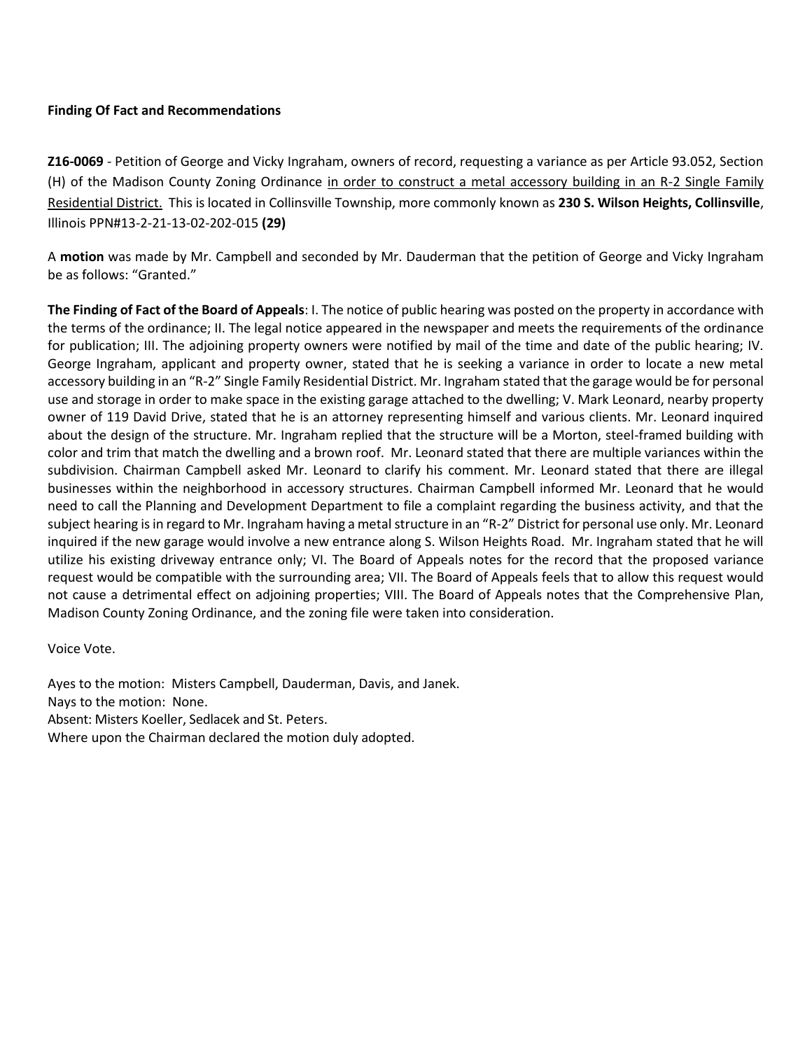**Finding Of Fact and Recommendations**

**Z16-0069** - Petition of George and Vicky Ingraham, owners of record, requesting a variance as per Article 93.052, Section (H) of the Madison County Zoning Ordinance in order to construct a metal accessory building in an R-2 Single Family Residential District. This is located in Collinsville Township, more commonly known as **230 S. Wilson Heights, Collinsville**, Illinois PPN#13-2-21-13-02-202-015 **(29)**

A **motion** was made by Mr. Campbell and seconded by Mr. Dauderman that the petition of George and Vicky Ingraham be as follows: "Granted."

**The Finding of Fact of the Board of Appeals**: I. The notice of public hearing was posted on the property in accordance with the terms of the ordinance; II. The legal notice appeared in the newspaper and meets the requirements of the ordinance for publication; III. The adjoining property owners were notified by mail of the time and date of the public hearing; IV. George Ingraham, applicant and property owner, stated that he is seeking a variance in order to locate a new metal accessory building in an "R-2" Single Family Residential District. Mr. Ingraham stated that the garage would be for personal use and storage in order to make space in the existing garage attached to the dwelling; V. Mark Leonard, nearby property owner of 119 David Drive, stated that he is an attorney representing himself and various clients. Mr. Leonard inquired about the design of the structure. Mr. Ingraham replied that the structure will be a Morton, steel-framed building with color and trim that match the dwelling and a brown roof. Mr. Leonard stated that there are multiple variances within the subdivision. Chairman Campbell asked Mr. Leonard to clarify his comment. Mr. Leonard stated that there are illegal businesses within the neighborhood in accessory structures. Chairman Campbell informed Mr. Leonard that he would need to call the Planning and Development Department to file a complaint regarding the business activity, and that the subject hearing is in regard to Mr. Ingraham having a metal structure in an "R-2" District for personal use only. Mr. Leonard inquired if the new garage would involve a new entrance along S. Wilson Heights Road. Mr. Ingraham stated that he will utilize his existing driveway entrance only; VI. The Board of Appeals notes for the record that the proposed variance request would be compatible with the surrounding area; VII. The Board of Appeals feels that to allow this request would not cause a detrimental effect on adjoining properties; VIII. The Board of Appeals notes that the Comprehensive Plan, Madison County Zoning Ordinance, and the zoning file were taken into consideration.

Voice Vote.

Ayes to the motion: Misters Campbell, Dauderman, Davis, and Janek.
Nays to the motion: None.
Absent: Misters Koeller, Sedlacek and St. Peters.
Where upon the Chairman declared the motion duly adopted.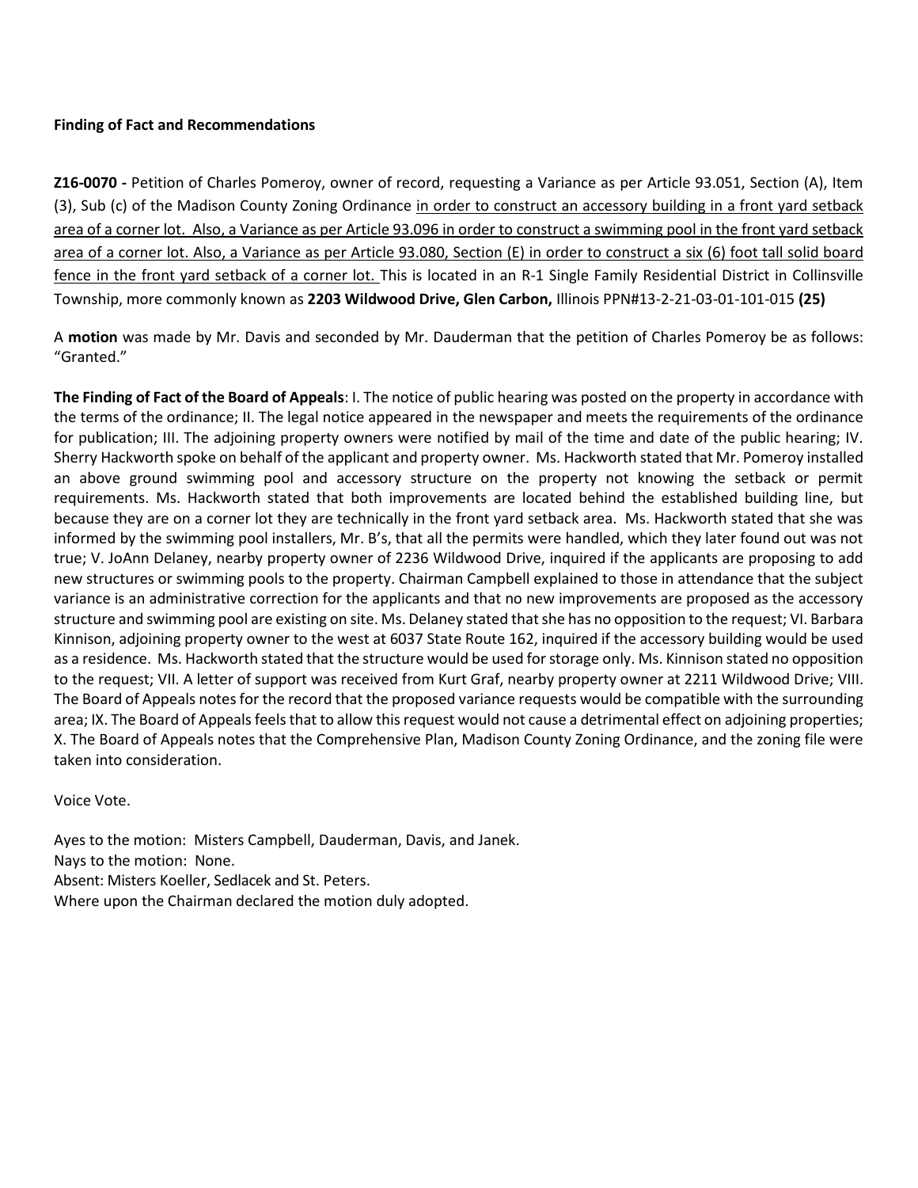**Finding of Fact and Recommendations**

**Z16-0070 -** Petition of Charles Pomeroy, owner of record, requesting a Variance as per Article 93.051, Section (A), Item (3), Sub (c) of the Madison County Zoning Ordinance in order to construct an accessory building in a front yard setback area of a corner lot. Also, a Variance as per Article 93.096 in order to construct a swimming pool in the front yard setback area of a corner lot. Also, a Variance as per Article 93.080, Section (E) in order to construct a six (6) foot tall solid board fence in the front yard setback of a corner lot. This is located in an R-1 Single Family Residential District in Collinsville Township, more commonly known as **2203 Wildwood Drive, Glen Carbon,** Illinois PPN#13-2-21-03-01-101-015 **(25)**

A **motion** was made by Mr. Davis and seconded by Mr. Dauderman that the petition of Charles Pomeroy be as follows: "Granted."

**The Finding of Fact of the Board of Appeals**: I. The notice of public hearing was posted on the property in accordance with the terms of the ordinance; II. The legal notice appeared in the newspaper and meets the requirements of the ordinance for publication; III. The adjoining property owners were notified by mail of the time and date of the public hearing; IV. Sherry Hackworth spoke on behalf of the applicant and property owner. Ms. Hackworth stated that Mr. Pomeroy installed an above ground swimming pool and accessory structure on the property not knowing the setback or permit requirements. Ms. Hackworth stated that both improvements are located behind the established building line, but because they are on a corner lot they are technically in the front yard setback area. Ms. Hackworth stated that she was informed by the swimming pool installers, Mr. B's, that all the permits were handled, which they later found out was not true; V. JoAnn Delaney, nearby property owner of 2236 Wildwood Drive, inquired if the applicants are proposing to add new structures or swimming pools to the property. Chairman Campbell explained to those in attendance that the subject variance is an administrative correction for the applicants and that no new improvements are proposed as the accessory structure and swimming pool are existing on site. Ms. Delaney stated that she has no opposition to the request; VI. Barbara Kinnison, adjoining property owner to the west at 6037 State Route 162, inquired if the accessory building would be used as a residence. Ms. Hackworth stated that the structure would be used for storage only. Ms. Kinnison stated no opposition to the request; VII. A letter of support was received from Kurt Graf, nearby property owner at 2211 Wildwood Drive; VIII. The Board of Appeals notes for the record that the proposed variance requests would be compatible with the surrounding area; IX. The Board of Appeals feels that to allow this request would not cause a detrimental effect on adjoining properties; X. The Board of Appeals notes that the Comprehensive Plan, Madison County Zoning Ordinance, and the zoning file were taken into consideration.

Voice Vote.

Ayes to the motion: Misters Campbell, Dauderman, Davis, and Janek.
Nays to the motion: None.
Absent: Misters Koeller, Sedlacek and St. Peters.
Where upon the Chairman declared the motion duly adopted.